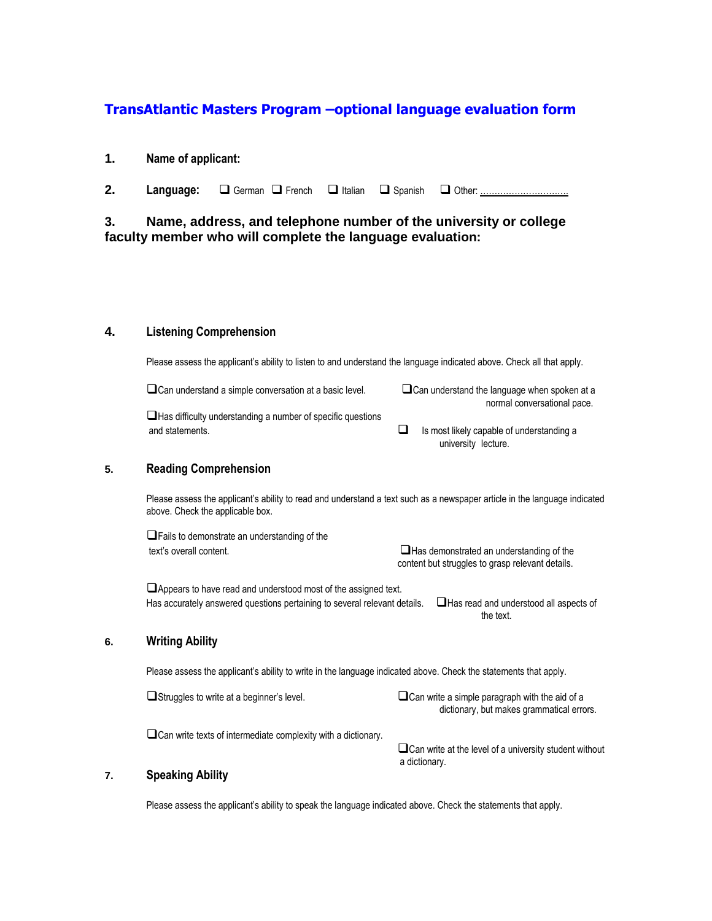# TransAtlantic Masters Program –optional language evaluation form

**1. Name of applicant:**

**2. Language:** ❑ German ❑ French ❑ Italian ❑ Spanish ❑ Other: ..............................

**3. Name, address, and telephone number of the university or college faculty member who will complete the language evaluation:**

## 4. Listening Comprehension

Please assess the applicant's ability to listen to and understand the language indicated above. Check all that apply.

- ❑ Can understand a simple conversation at a basic level.
- ❑ Has difficulty understanding a number of specific questions and statements.
- ❑ Can understand the language when spoken at a normal conversational pace.
- ❑ Is most likely capable of understanding a university lecture.

## 5. Reading Comprehension

Please assess the applicant's ability to read and understand a text such as a newspaper article in the language indicated above. Check the applicable box.

- ❑ Fails to demonstrate an understanding of the text's overall content.
- ❑ Has demonstrated an understanding of the content but struggles to grasp relevant details.
- ❑ Appears to have read and understood most of the assigned text. Has accurately answered questions pertaining to several relevant details.
- ❑ Has read and understood all aspects of the text.

## 6. Writing Ability

Please assess the applicant's ability to write in the language indicated above. Check the statements that apply.

- ❑ Struggles to write at a beginner's level.
- ❑ Can write a simple paragraph with the aid of a dictionary, but makes grammatical errors.
- ❑ Can write texts of intermediate complexity with a dictionary.
- ❑ Can write at the level of a university student without a dictionary.

## 7. Speaking Ability

Please assess the applicant's ability to speak the language indicated above. Check the statements that apply.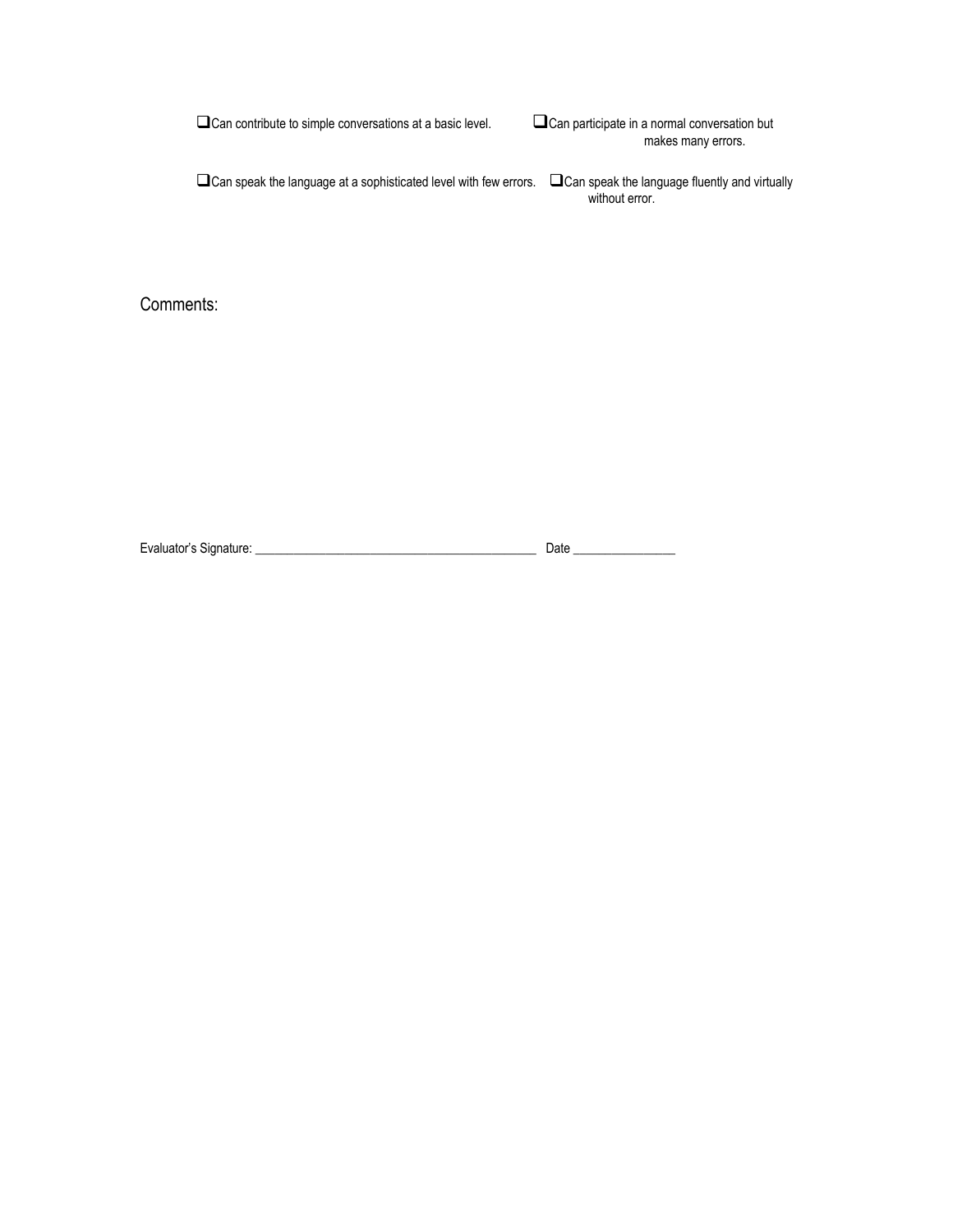- ☐ Can contribute to simple conversations at a basic level.
- ☐ Can participate in a normal conversation but makes many errors.
- ☐ Can speak the language at a sophisticated level with few errors.
- ☐ Can speak the language fluently and virtually without error.

Comments:

Evaluator's Signature: _____________________________________________ Date ________________